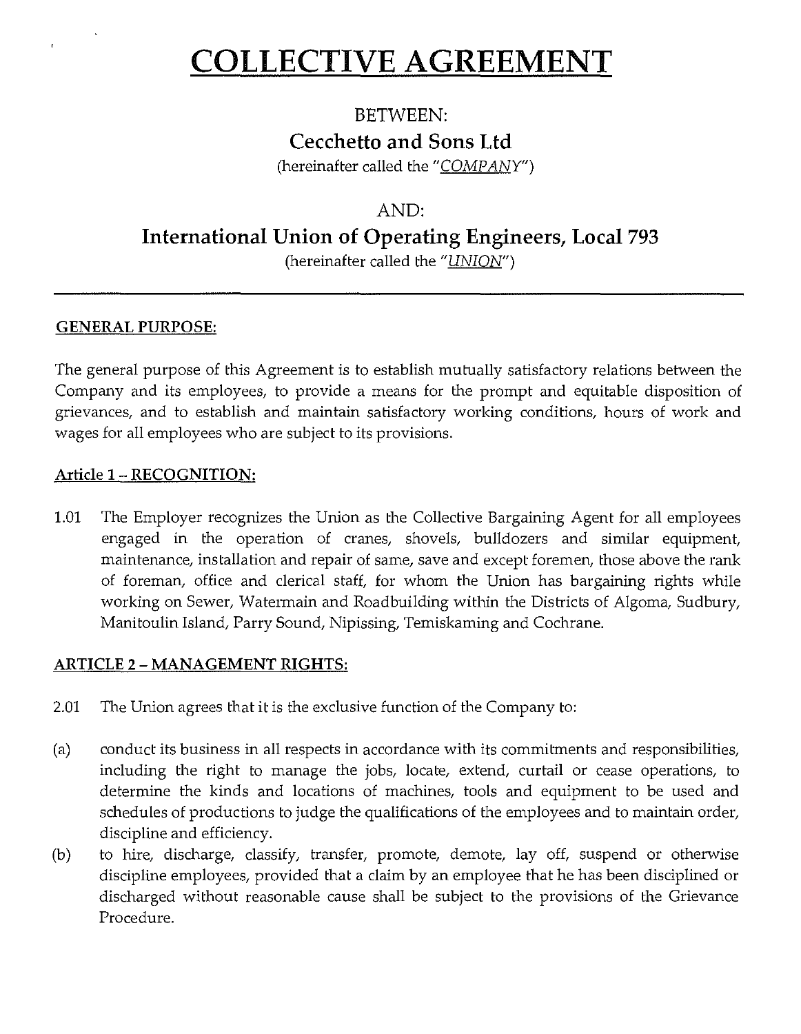# COLLECTIVE AGREEMENT

BETWEEN:

**Cecchetto and Sons Ltd**

(hereinafter called the "*COMPANY*")

AND:

**International Union of Operating Engineers, Local 793**

(hereinafter called the "*UNION*")

---

## GENERAL PURPOSE:

The general purpose of this Agreement is to establish mutually satisfactory relations between the Company and its employees, to provide a means for the prompt and equitable disposition of grievances, and to establish and maintain satisfactory working conditions, hours of work and wages for all employees who are subject to its provisions.

## Article 1 – RECOGNITION:

1.01 The Employer recognizes the Union as the Collective Bargaining Agent for all employees engaged in the operation of cranes, shovels, bulldozers and similar equipment, maintenance, installation and repair of same, save and except foremen, those above the rank of foreman, office and clerical staff, for whom the Union has bargaining rights while working on Sewer, Watermain and Roadbuilding within the Districts of Algoma, Sudbury, Manitoulin Island, Parry Sound, Nipissing, Temiskaming and Cochrane.

## ARTICLE 2 – MANAGEMENT RIGHTS:

2.01 The Union agrees that it is the exclusive function of the Company to:

(a) conduct its business in all respects in accordance with its commitments and responsibilities, including the right to manage the jobs, locate, extend, curtail or cease operations, to determine the kinds and locations of machines, tools and equipment to be used and schedules of productions to judge the qualifications of the employees and to maintain order, discipline and efficiency.

(b) to hire, discharge, classify, transfer, promote, demote, lay off, suspend or otherwise discipline employees, provided that a claim by an employee that he has been disciplined or discharged without reasonable cause shall be subject to the provisions of the Grievance Procedure.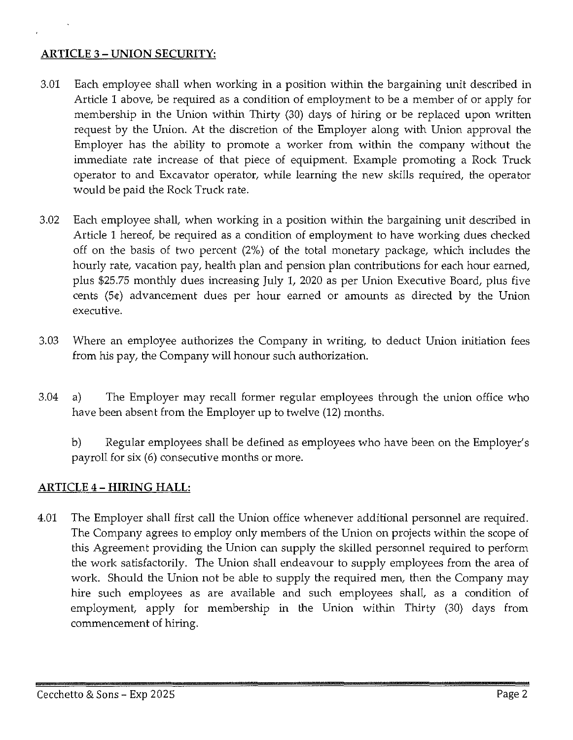## ARTICLE 3 – UNION SECURITY:

3.01 Each employee shall when working in a position within the bargaining unit described in Article 1 above, be required as a condition of employment to be a member of or apply for membership in the Union within Thirty (30) days of hiring or be replaced upon written request by the Union. At the discretion of the Employer along with Union approval the Employer has the ability to promote a worker from within the company without the immediate rate increase of that piece of equipment. Example promoting a Rock Truck operator to and Excavator operator, while learning the new skills required, the operator would be paid the Rock Truck rate.

3.02 Each employee shall, when working in a position within the bargaining unit described in Article 1 hereof, be required as a condition of employment to have working dues checked off on the basis of two percent (2%) of the total monetary package, which includes the hourly rate, vacation pay, health plan and pension plan contributions for each hour earned, plus $25.75 monthly dues increasing July 1, 2020 as per Union Executive Board, plus five cents (5¢) advancement dues per hour earned or amounts as directed by the Union executive.

3.03 Where an employee authorizes the Company in writing, to deduct Union initiation fees from his pay, the Company will honour such authorization.

3.04 a) The Employer may recall former regular employees through the union office who have been absent from the Employer up to twelve (12) months.

b) Regular employees shall be defined as employees who have been on the Employer's payroll for six (6) consecutive months or more.

## ARTICLE 4 – HIRING HALL:

4.01 The Employer shall first call the Union office whenever additional personnel are required. The Company agrees to employ only members of the Union on projects within the scope of this Agreement providing the Union can supply the skilled personnel required to perform the work satisfactorily. The Union shall endeavour to supply employees from the area of work. Should the Union not be able to supply the required men, then the Company may hire such employees as are available and such employees shall, as a condition of employment, apply for membership in the Union within Thirty (30) days from commencement of hiring.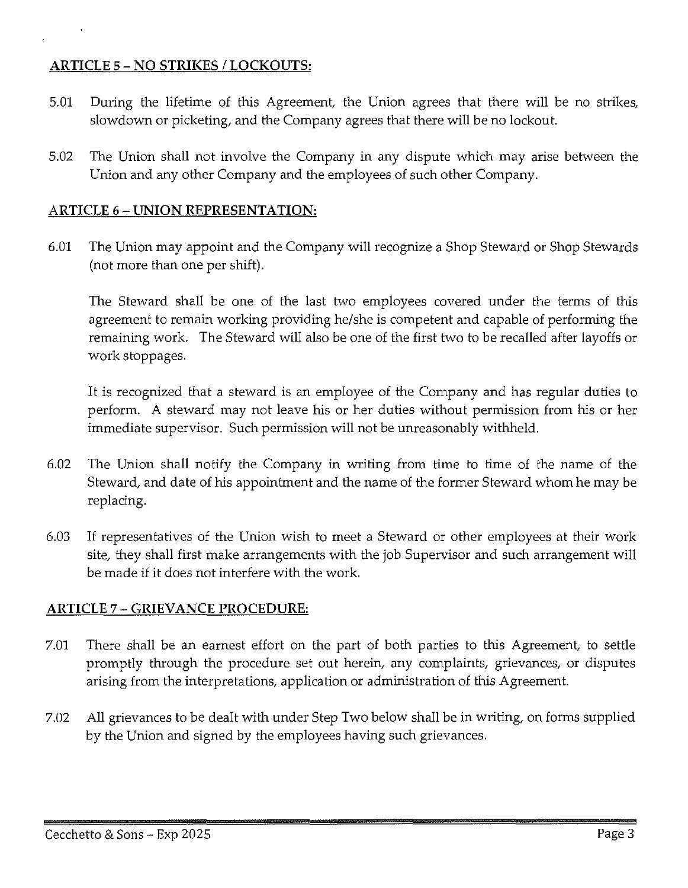## ARTICLE 5 – NO STRIKES / LOCKOUTS:

5.01 During the lifetime of this Agreement, the Union agrees that there will be no strikes, slowdown or picketing, and the Company agrees that there will be no lockout.

5.02 The Union shall not involve the Company in any dispute which may arise between the Union and any other Company and the employees of such other Company.

## ARTICLE 6 – UNION REPRESENTATION:

6.01 The Union may appoint and the Company will recognize a Shop Steward or Shop Stewards (not more than one per shift).

The Steward shall be one of the last two employees covered under the terms of this agreement to remain working providing he/she is competent and capable of performing the remaining work. The Steward will also be one of the first two to be recalled after layoffs or work stoppages.

It is recognized that a steward is an employee of the Company and has regular duties to perform. A steward may not leave his or her duties without permission from his or her immediate supervisor. Such permission will not be unreasonably withheld.

6.02 The Union shall notify the Company in writing from time to time of the name of the Steward, and date of his appointment and the name of the former Steward whom he may be replacing.

6.03 If representatives of the Union wish to meet a Steward or other employees at their work site, they shall first make arrangements with the job Supervisor and such arrangement will be made if it does not interfere with the work.

## ARTICLE 7 – GRIEVANCE PROCEDURE:

7.01 There shall be an earnest effort on the part of both parties to this Agreement, to settle promptly through the procedure set out herein, any complaints, grievances, or disputes arising from the interpretations, application or administration of this Agreement.

7.02 All grievances to be dealt with under Step Two below shall be in writing, on forms supplied by the Union and signed by the employees having such grievances.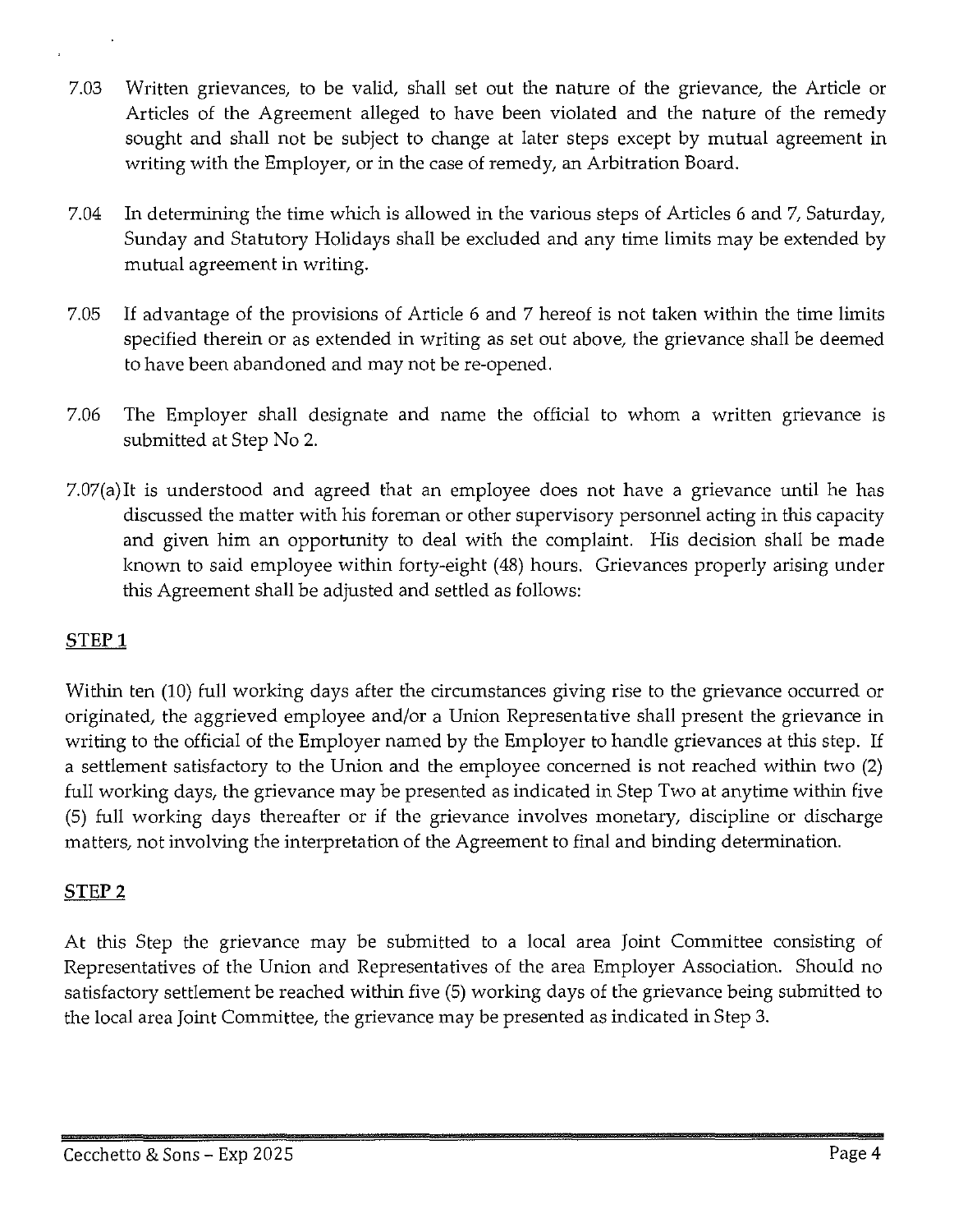7.03 Written grievances, to be valid, shall set out the nature of the grievance, the Article or Articles of the Agreement alleged to have been violated and the nature of the remedy sought and shall not be subject to change at later steps except by mutual agreement in writing with the Employer, or in the case of remedy, an Arbitration Board.

7.04 In determining the time which is allowed in the various steps of Articles 6 and 7, Saturday, Sunday and Statutory Holidays shall be excluded and any time limits may be extended by mutual agreement in writing.

7.05 If advantage of the provisions of Article 6 and 7 hereof is not taken within the time limits specified therein or as extended in writing as set out above, the grievance shall be deemed to have been abandoned and may not be re-opened.

7.06 The Employer shall designate and name the official to whom a written grievance is submitted at Step No 2.

7.07(a) It is understood and agreed that an employee does not have a grievance until he has discussed the matter with his foreman or other supervisory personnel acting in this capacity and given him an opportunity to deal with the complaint. His decision shall be made known to said employee within forty-eight (48) hours. Grievances properly arising under this Agreement shall be adjusted and settled as follows:

## STEP 1

Within ten (10) full working days after the circumstances giving rise to the grievance occurred or originated, the aggrieved employee and/or a Union Representative shall present the grievance in writing to the official of the Employer named by the Employer to handle grievances at this step. If a settlement satisfactory to the Union and the employee concerned is not reached within two (2) full working days, the grievance may be presented as indicated in Step Two at anytime within five (5) full working days thereafter or if the grievance involves monetary, discipline or discharge matters, not involving the interpretation of the Agreement to final and binding determination.

## STEP 2

At this Step the grievance may be submitted to a local area Joint Committee consisting of Representatives of the Union and Representatives of the area Employer Association. Should no satisfactory settlement be reached within five (5) working days of the grievance being submitted to the local area Joint Committee, the grievance may be presented as indicated in Step 3.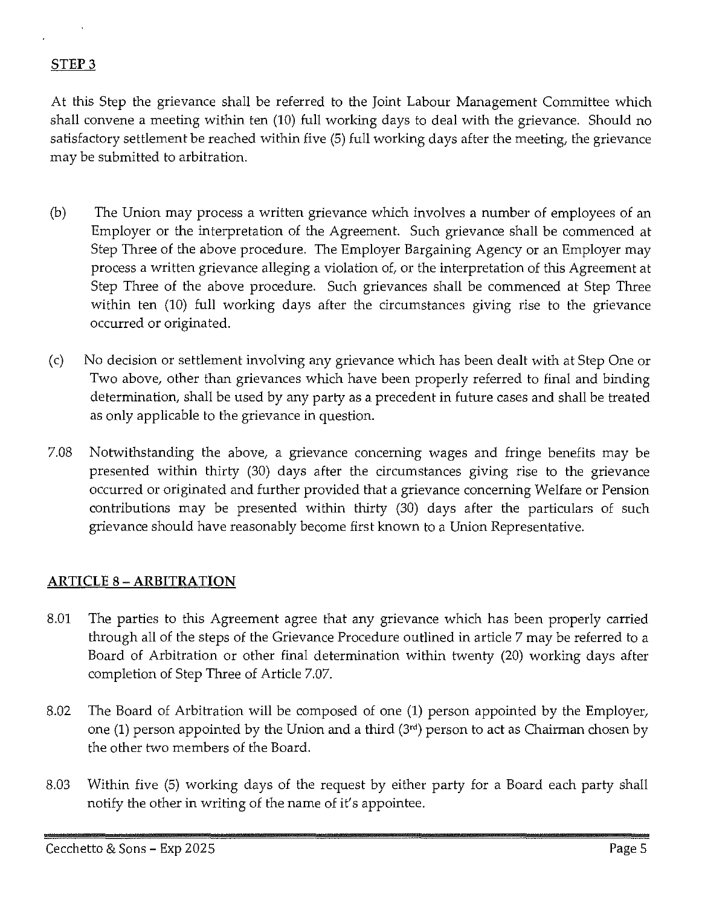**STEP 3**

At this Step the grievance shall be referred to the Joint Labour Management Committee which shall convene a meeting within ten (10) full working days to deal with the grievance. Should no satisfactory settlement be reached within five (5) full working days after the meeting, the grievance may be submitted to arbitration.

(b) The Union may process a written grievance which involves a number of employees of an Employer or the interpretation of the Agreement. Such grievance shall be commenced at Step Three of the above procedure. The Employer Bargaining Agency or an Employer may process a written grievance alleging a violation of, or the interpretation of this Agreement at Step Three of the above procedure. Such grievances shall be commenced at Step Three within ten (10) full working days after the circumstances giving rise to the grievance occurred or originated.

(c) No decision or settlement involving any grievance which has been dealt with at Step One or Two above, other than grievances which have been properly referred to final and binding determination, shall be used by any party as a precedent in future cases and shall be treated as only applicable to the grievance in question.

7.08 Notwithstanding the above, a grievance concerning wages and fringe benefits may be presented within thirty (30) days after the circumstances giving rise to the grievance occurred or originated and further provided that a grievance concerning Welfare or Pension contributions may be presented within thirty (30) days after the particulars of such grievance should have reasonably become first known to a Union Representative.

## ARTICLE 8 – ARBITRATION

8.01 The parties to this Agreement agree that any grievance which has been properly carried through all of the steps of the Grievance Procedure outlined in article 7 may be referred to a Board of Arbitration or other final determination within twenty (20) working days after completion of Step Three of Article 7.07.

8.02 The Board of Arbitration will be composed of one (1) person appointed by the Employer, one (1) person appointed by the Union and a third (3rd) person to act as Chairman chosen by the other two members of the Board.

8.03 Within five (5) working days of the request by either party for a Board each party shall notify the other in writing of the name of it's appointee.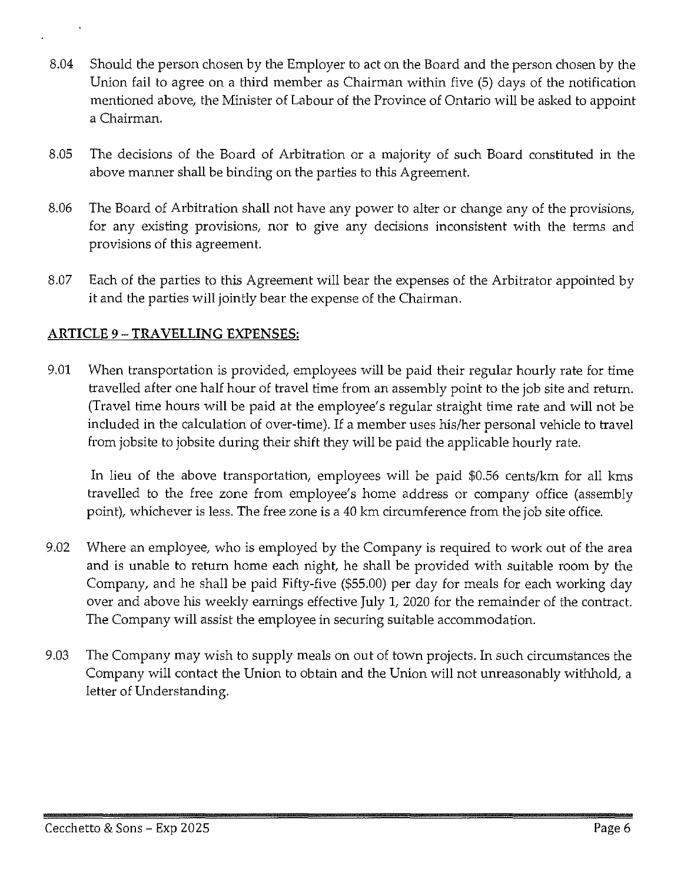8.04 Should the person chosen by the Employer to act on the Board and the person chosen by the Union fail to agree on a third member as Chairman within five (5) days of the notification mentioned above, the Minister of Labour of the Province of Ontario will be asked to appoint a Chairman.

8.05 The decisions of the Board of Arbitration or a majority of such Board constituted in the above manner shall be binding on the parties to this Agreement.

8.06 The Board of Arbitration shall not have any power to alter or change any of the provisions, for any existing provisions, nor to give any decisions inconsistent with the terms and provisions of this agreement.

8.07 Each of the parties to this Agreement will bear the expenses of the Arbitrator appointed by it and the parties will jointly bear the expense of the Chairman.

## ARTICLE 9 – TRAVELLING EXPENSES:

9.01 When transportation is provided, employees will be paid their regular hourly rate for time travelled after one half hour of travel time from an assembly point to the job site and return. (Travel time hours will be paid at the employee's regular straight time rate and will not be included in the calculation of over-time). If a member uses his/her personal vehicle to travel from jobsite to jobsite during their shift they will be paid the applicable hourly rate.

In lieu of the above transportation, employees will be paid $0.56 cents/km for all kms travelled to the free zone from employee's home address or company office (assembly point), whichever is less. The free zone is a 40 km circumference from the job site office.

9.02 Where an employee, who is employed by the Company is required to work out of the area and is unable to return home each night, he shall be provided with suitable room by the Company, and he shall be paid Fifty-five ($55.00) per day for meals for each working day over and above his weekly earnings effective July 1, 2020 for the remainder of the contract. The Company will assist the employee in securing suitable accommodation.

9.03 The Company may wish to supply meals on out of town projects. In such circumstances the Company will contact the Union to obtain and the Union will not unreasonably withhold, a letter of Understanding.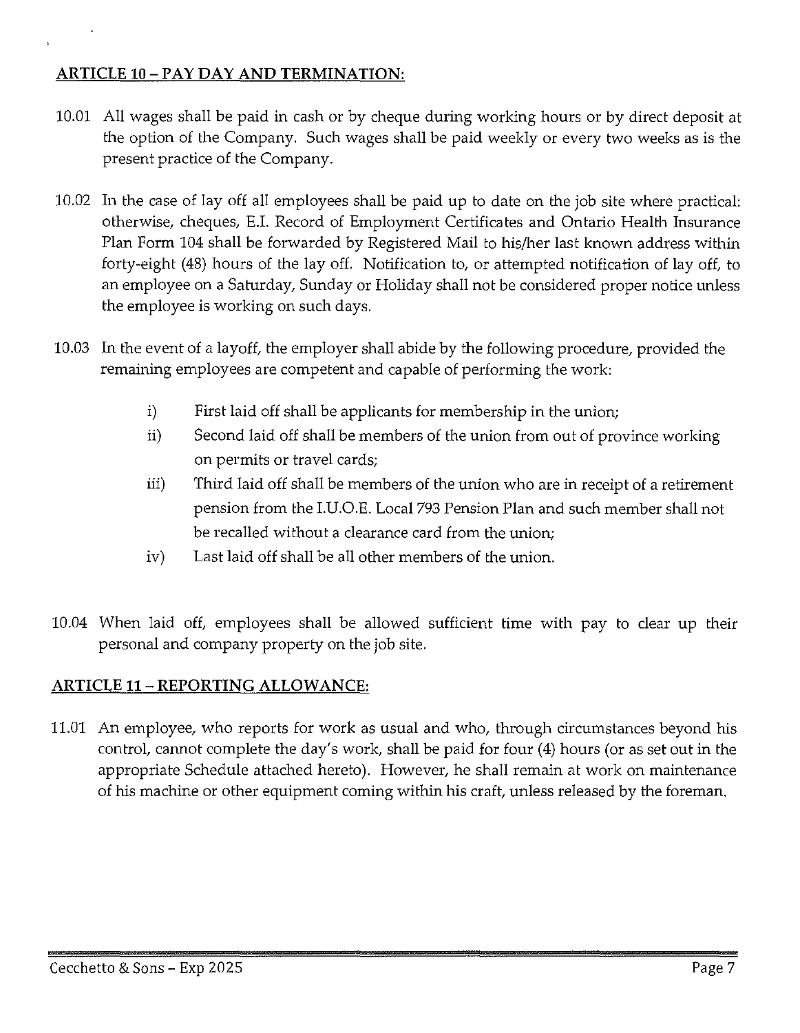## ARTICLE 10 – PAY DAY AND TERMINATION:

10.01 All wages shall be paid in cash or by cheque during working hours or by direct deposit at the option of the Company. Such wages shall be paid weekly or every two weeks as is the present practice of the Company.

10.02 In the case of lay off all employees shall be paid up to date on the job site where practical: otherwise, cheques, E.I. Record of Employment Certificates and Ontario Health Insurance Plan Form 104 shall be forwarded by Registered Mail to his/her last known address within forty-eight (48) hours of the lay off. Notification to, or attempted notification of lay off, to an employee on a Saturday, Sunday or Holiday shall not be considered proper notice unless the employee is working on such days.

10.03 In the event of a layoff, the employer shall abide by the following procedure, provided the remaining employees are competent and capable of performing the work:

- i) First laid off shall be applicants for membership in the union;
- ii) Second laid off shall be members of the union from out of province working on permits or travel cards;
- iii) Third laid off shall be members of the union who are in receipt of a retirement pension from the I.U.O.E. Local 793 Pension Plan and such member shall not be recalled without a clearance card from the union;
- iv) Last laid off shall be all other members of the union.

10.04 When laid off, employees shall be allowed sufficient time with pay to clear up their personal and company property on the job site.

## ARTICLE 11 – REPORTING ALLOWANCE:

11.01 An employee, who reports for work as usual and who, through circumstances beyond his control, cannot complete the day's work, shall be paid for four (4) hours (or as set out in the appropriate Schedule attached hereto). However, he shall remain at work on maintenance of his machine or other equipment coming within his craft, unless released by the foreman.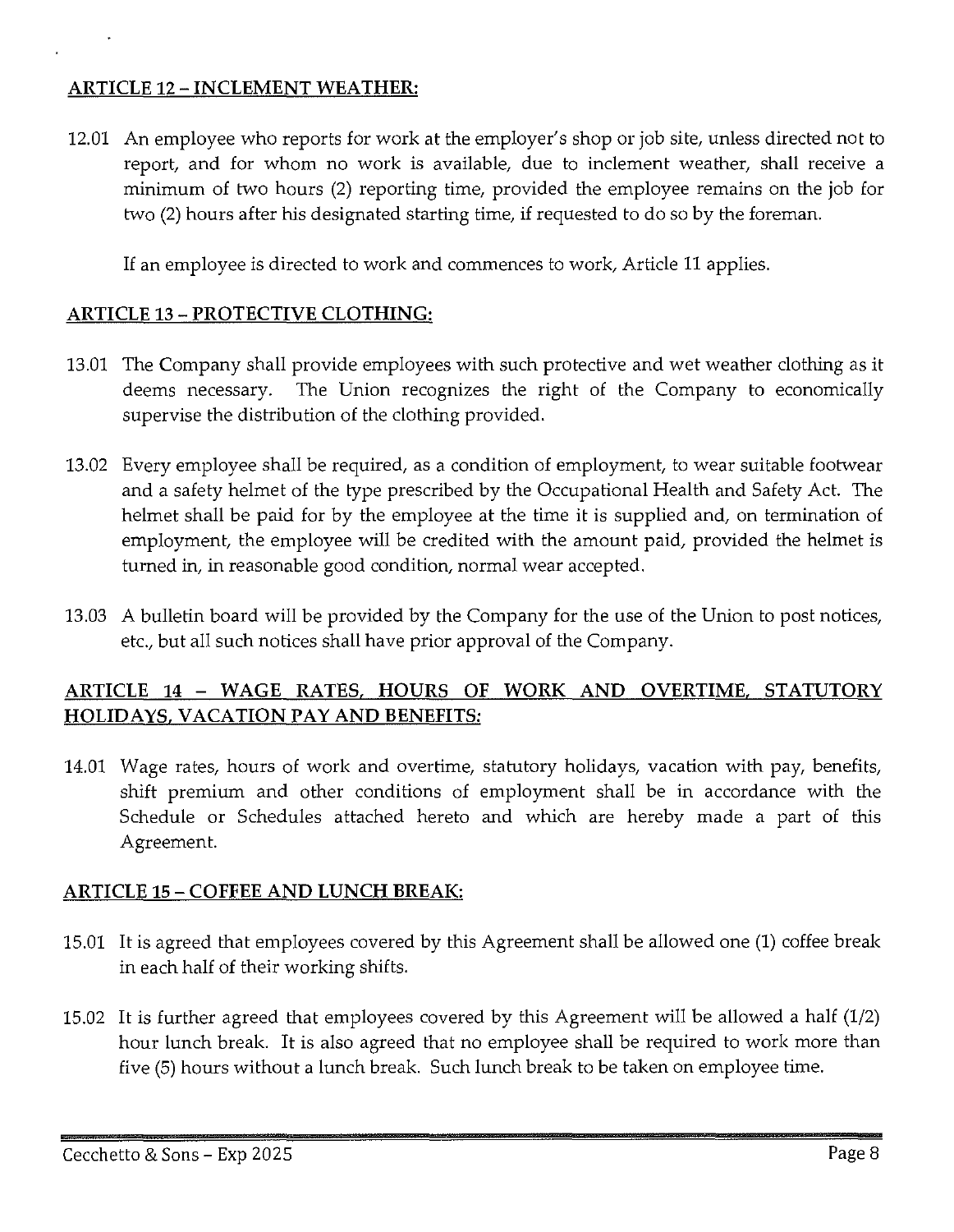## ARTICLE 12 – INCLEMENT WEATHER:

12.01 An employee who reports for work at the employer's shop or job site, unless directed not to report, and for whom no work is available, due to inclement weather, shall receive a minimum of two hours (2) reporting time, provided the employee remains on the job for two (2) hours after his designated starting time, if requested to do so by the foreman.

If an employee is directed to work and commences to work, Article 11 applies.

## ARTICLE 13 – PROTECTIVE CLOTHING:

13.01 The Company shall provide employees with such protective and wet weather clothing as it deems necessary. The Union recognizes the right of the Company to economically supervise the distribution of the clothing provided.

13.02 Every employee shall be required, as a condition of employment, to wear suitable footwear and a safety helmet of the type prescribed by the Occupational Health and Safety Act. The helmet shall be paid for by the employee at the time it is supplied and, on termination of employment, the employee will be credited with the amount paid, provided the helmet is turned in, in reasonable good condition, normal wear accepted.

13.03 A bulletin board will be provided by the Company for the use of the Union to post notices, etc., but all such notices shall have prior approval of the Company.

## ARTICLE 14 – WAGE RATES, HOURS OF WORK AND OVERTIME, STATUTORY HOLIDAYS, VACATION PAY AND BENEFITS:

14.01 Wage rates, hours of work and overtime, statutory holidays, vacation with pay, benefits, shift premium and other conditions of employment shall be in accordance with the Schedule or Schedules attached hereto and which are hereby made a part of this Agreement.

## ARTICLE 15 – COFFEE AND LUNCH BREAK:

15.01 It is agreed that employees covered by this Agreement shall be allowed one (1) coffee break in each half of their working shifts.

15.02 It is further agreed that employees covered by this Agreement will be allowed a half (1/2) hour lunch break. It is also agreed that no employee shall be required to work more than five (5) hours without a lunch break. Such lunch break to be taken on employee time.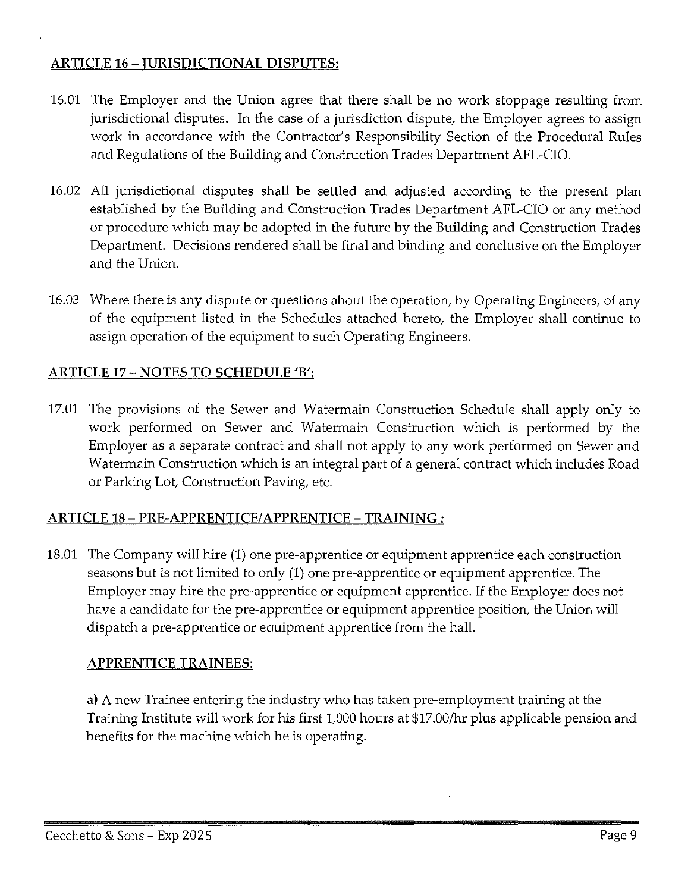## ARTICLE 16 – JURISDICTIONAL DISPUTES:

16.01 The Employer and the Union agree that there shall be no work stoppage resulting from jurisdictional disputes. In the case of a jurisdiction dispute, the Employer agrees to assign work in accordance with the Contractor's Responsibility Section of the Procedural Rules and Regulations of the Building and Construction Trades Department AFL-CIO.

16.02 All jurisdictional disputes shall be settled and adjusted according to the present plan established by the Building and Construction Trades Department AFL-CIO or any method or procedure which may be adopted in the future by the Building and Construction Trades Department. Decisions rendered shall be final and binding and conclusive on the Employer and the Union.

16.03 Where there is any dispute or questions about the operation, by Operating Engineers, of any of the equipment listed in the Schedules attached hereto, the Employer shall continue to assign operation of the equipment to such Operating Engineers.

## ARTICLE 17 – NOTES TO SCHEDULE 'B':

17.01 The provisions of the Sewer and Watermain Construction Schedule shall apply only to work performed on Sewer and Watermain Construction which is performed by the Employer as a separate contract and shall not apply to any work performed on Sewer and Watermain Construction which is an integral part of a general contract which includes Road or Parking Lot, Construction Paving, etc.

## ARTICLE 18 – PRE-APPRENTICE/APPRENTICE – TRAINING :

18.01 The Company will hire (1) one pre-apprentice or equipment apprentice each construction seasons but is not limited to only (1) one pre-apprentice or equipment apprentice. The Employer may hire the pre-apprentice or equipment apprentice. If the Employer does not have a candidate for the pre-apprentice or equipment apprentice position, the Union will dispatch a pre-apprentice or equipment apprentice from the hall.

### APPRENTICE TRAINEES:

**a)** A new Trainee entering the industry who has taken pre-employment training at the Training Institute will work for his first 1,000 hours at $17.00/hr plus applicable pension and benefits for the machine which he is operating.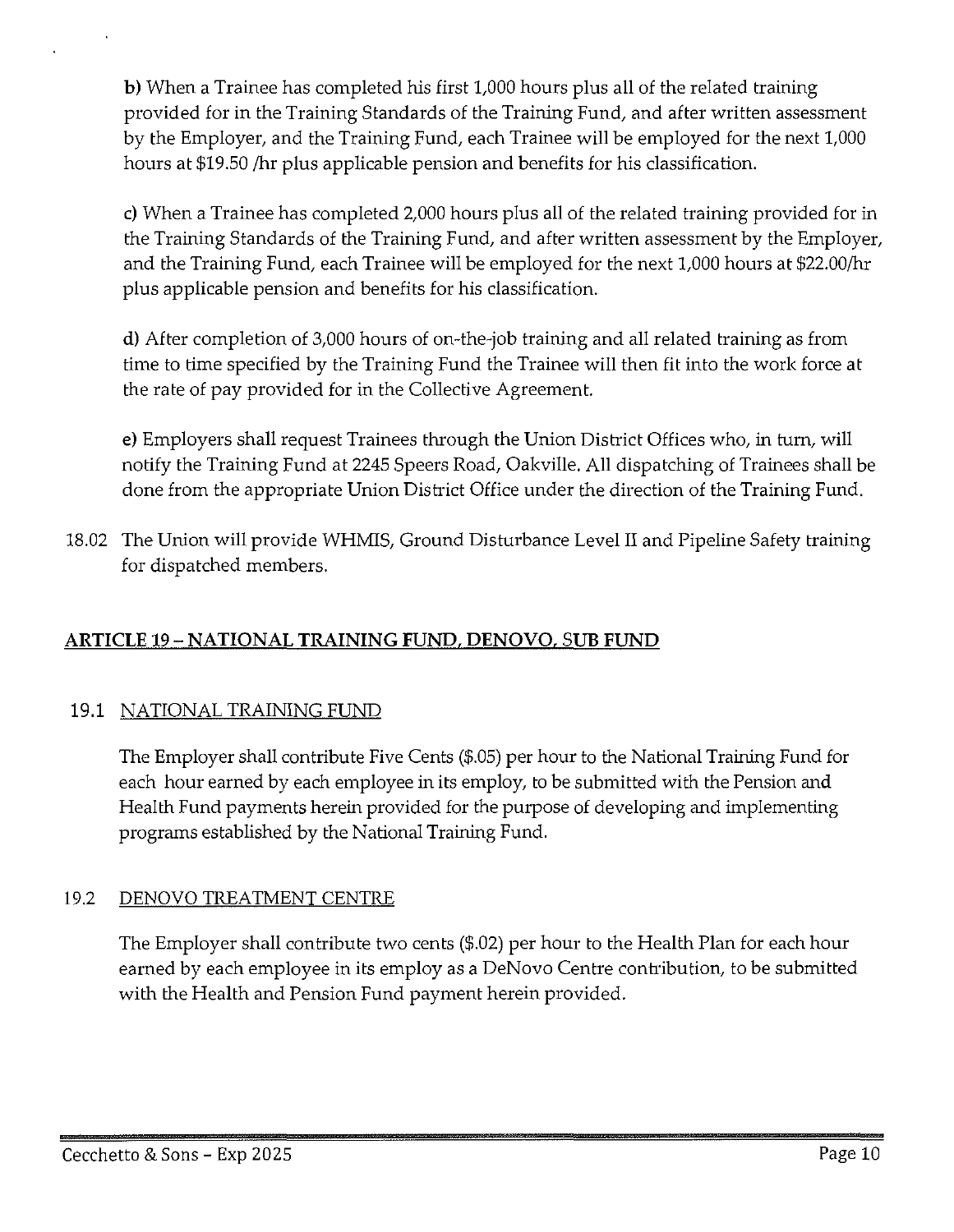**b)** When a Trainee has completed his first 1,000 hours plus all of the related training provided for in the Training Standards of the Training Fund, and after written assessment by the Employer, and the Training Fund, each Trainee will be employed for the next 1,000 hours at $19.50 /hr plus applicable pension and benefits for his classification.

**c)** When a Trainee has completed 2,000 hours plus all of the related training provided for in the Training Standards of the Training Fund, and after written assessment by the Employer, and the Training Fund, each Trainee will be employed for the next 1,000 hours at $22.00/hr plus applicable pension and benefits for his classification.

**d)** After completion of 3,000 hours of on-the-job training and all related training as from time to time specified by the Training Fund the Trainee will then fit into the work force at the rate of pay provided for in the Collective Agreement.

**e)** Employers shall request Trainees through the Union District Offices who, in turn, will notify the Training Fund at 2245 Speers Road, Oakville. All dispatching of Trainees shall be done from the appropriate Union District Office under the direction of the Training Fund.

18.02 The Union will provide WHMIS, Ground Disturbance Level II and Pipeline Safety training for dispatched members.

## ARTICLE 19 – NATIONAL TRAINING FUND, DENOVO, SUB FUND

### 19.1 NATIONAL TRAINING FUND

The Employer shall contribute Five Cents ($.05) per hour to the National Training Fund for each hour earned by each employee in its employ, to be submitted with the Pension and Health Fund payments herein provided for the purpose of developing and implementing programs established by the National Training Fund.

### 19.2 DENOVO TREATMENT CENTRE

The Employer shall contribute two cents ($.02) per hour to the Health Plan for each hour earned by each employee in its employ as a DeNovo Centre contribution, to be submitted with the Health and Pension Fund payment herein provided.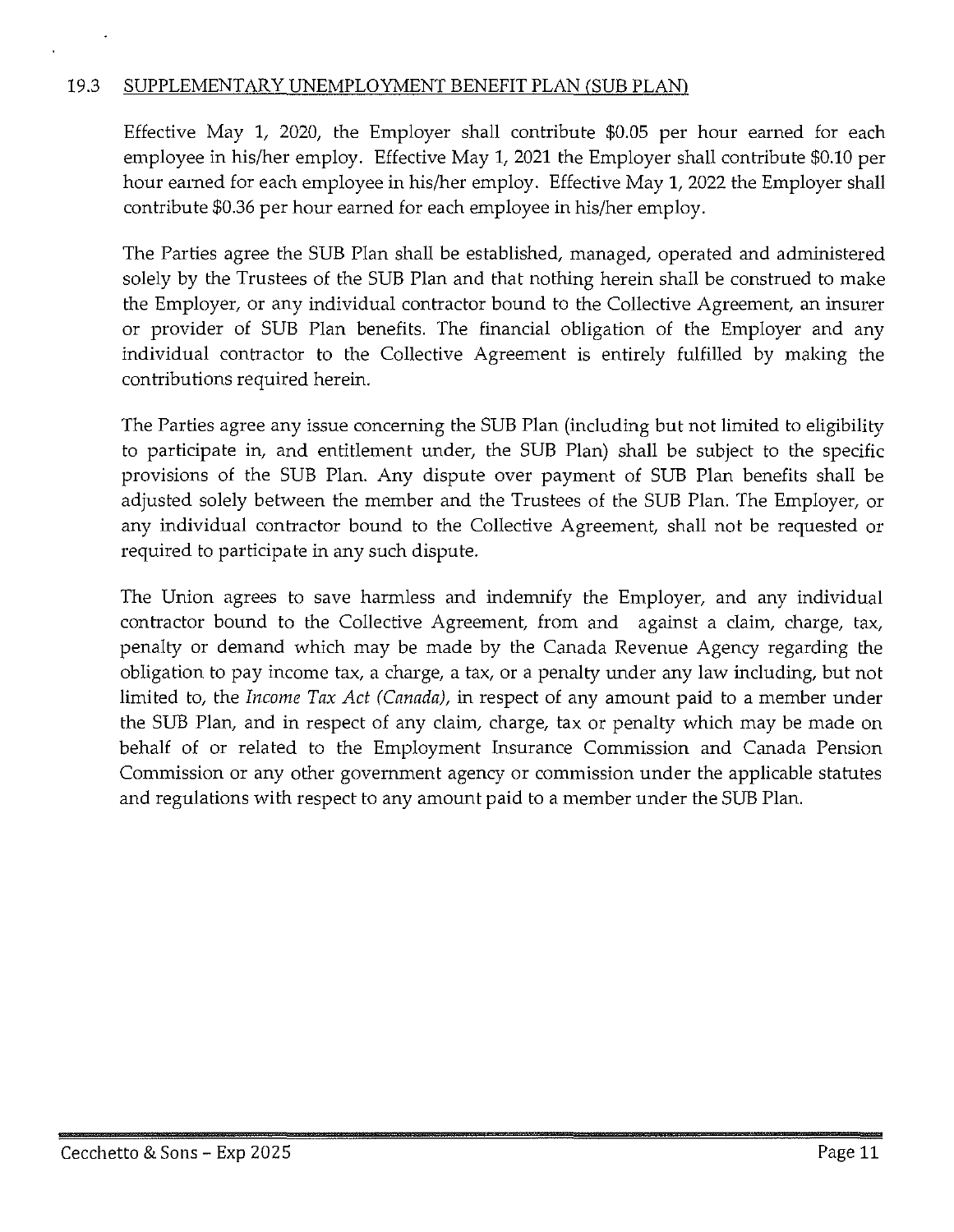## 19.3 SUPPLEMENTARY UNEMPLOYMENT BENEFIT PLAN (SUB PLAN)

Effective May 1, 2020, the Employer shall contribute $0.05 per hour earned for each employee in his/her employ. Effective May 1, 2021 the Employer shall contribute $0.10 per hour earned for each employee in his/her employ. Effective May 1, 2022 the Employer shall contribute $0.36 per hour earned for each employee in his/her employ.

The Parties agree the SUB Plan shall be established, managed, operated and administered solely by the Trustees of the SUB Plan and that nothing herein shall be construed to make the Employer, or any individual contractor bound to the Collective Agreement, an insurer or provider of SUB Plan benefits. The financial obligation of the Employer and any individual contractor to the Collective Agreement is entirely fulfilled by making the contributions required herein.

The Parties agree any issue concerning the SUB Plan (including but not limited to eligibility to participate in, and entitlement under, the SUB Plan) shall be subject to the specific provisions of the SUB Plan. Any dispute over payment of SUB Plan benefits shall be adjusted solely between the member and the Trustees of the SUB Plan. The Employer, or any individual contractor bound to the Collective Agreement, shall not be requested or required to participate in any such dispute.

The Union agrees to save harmless and indemnify the Employer, and any individual contractor bound to the Collective Agreement, from and against a claim, charge, tax, penalty or demand which may be made by the Canada Revenue Agency regarding the obligation to pay income tax, a charge, a tax, or a penalty under any law including, but not limited to, the *Income Tax Act (Canada)*, in respect of any amount paid to a member under the SUB Plan, and in respect of any claim, charge, tax or penalty which may be made on behalf of or related to the Employment Insurance Commission and Canada Pension Commission or any other government agency or commission under the applicable statutes and regulations with respect to any amount paid to a member under the SUB Plan.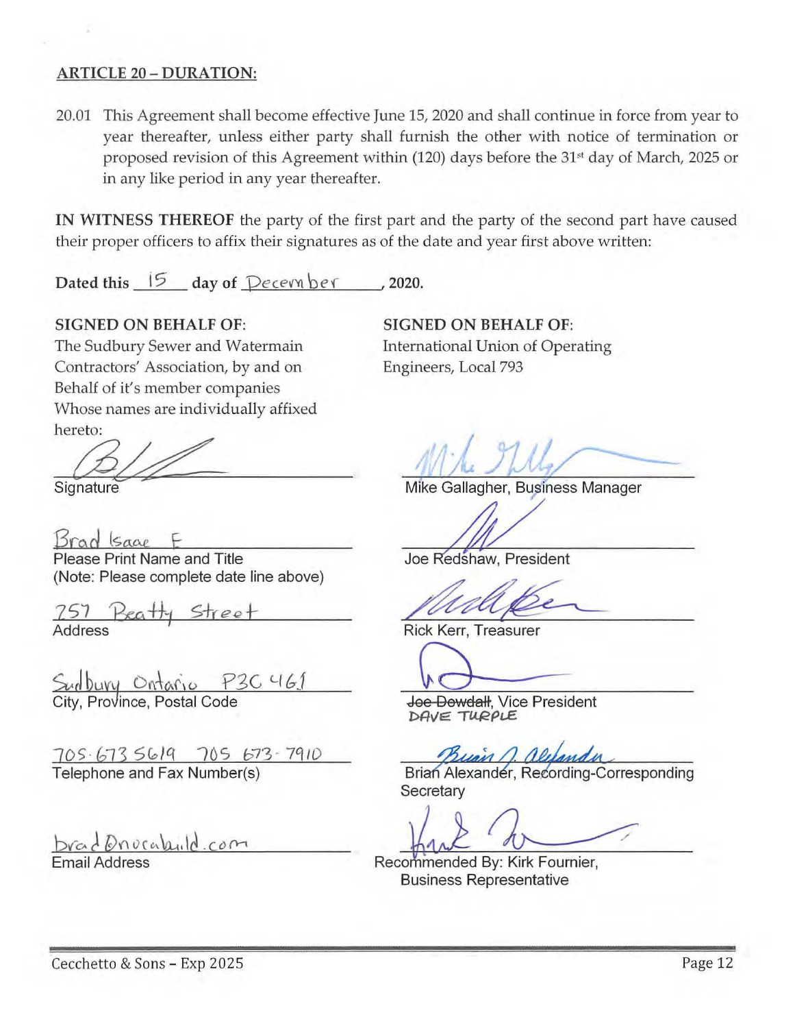**ARTICLE 20 – DURATION:**

20.01 This Agreement shall become effective June 15, 2020 and shall continue in force from year to year thereafter, unless either party shall furnish the other with notice of termination or proposed revision of this Agreement within (120) days before the 31st day of March, 2025 or in any like period in any year thereafter.

**IN WITNESS THEREOF** the party of the first part and the party of the second part have caused their proper officers to affix their signatures as of the date and year first above written:

**Dated this** 15 **day of** December **, 2020.**

**SIGNED ON BEHALF OF:**
The Sudbury Sewer and Watermain Contractors' Association, by and on Behalf of it's member companies Whose names are individually affixed hereto:

Signature

Brad Isaac

Please Print Name and Title
(Note: Please complete date line above)

757 Beatty Street

Address

Sudbury Ontario P3C 4G1

City, Province, Postal Code

705-673-5619 705-673-7910

Telephone and Fax Number(s)

brad@novabuild.com

Email Address

**SIGNED ON BEHALF OF:**
International Union of Operating Engineers, Local 793

Mike Gallagher, Business Manager

Joe Redshaw, President

Rick Kerr, Treasurer

~~Joe Dowdall~~, Vice President
DAVE TURPLE

Brian Alexander, Recording-Corresponding Secretary

Recommended By: Kirk Fournier, Business Representative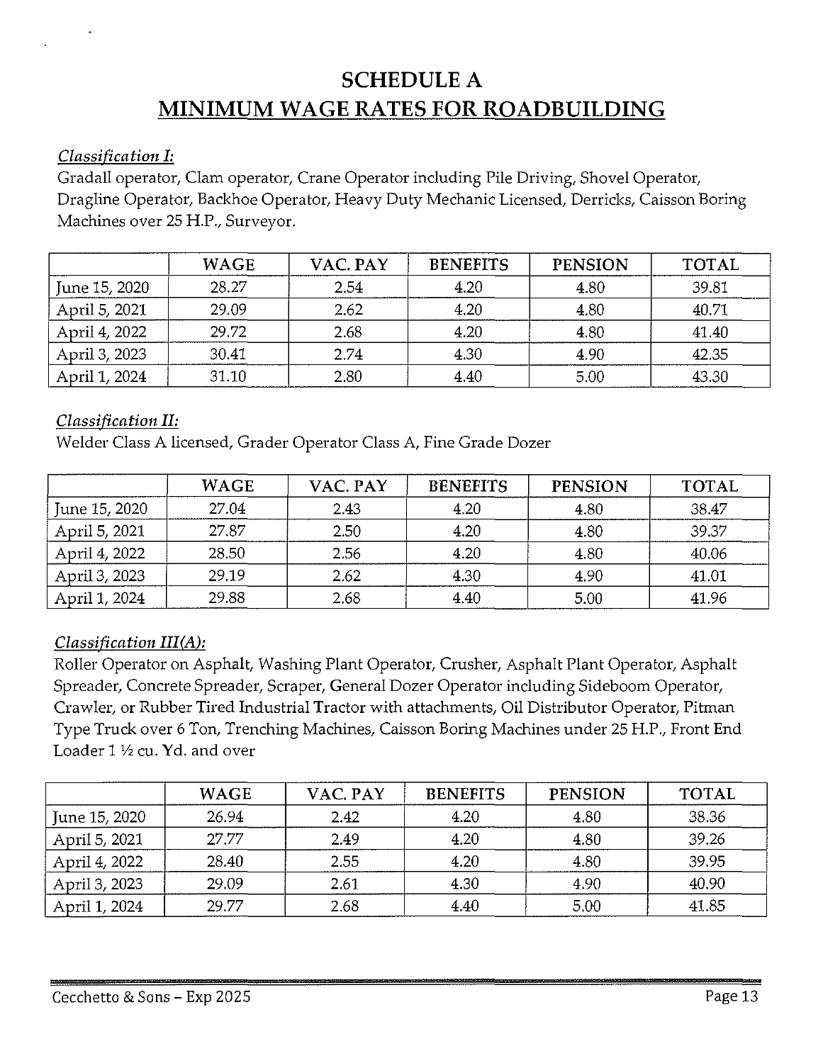# SCHEDULE A
## MINIMUM WAGE RATES FOR ROADBUILDING

*Classification I:*
Gradall operator, Clam operator, Crane Operator including Pile Driving, Shovel Operator, Dragline Operator, Backhoe Operator, Heavy Duty Mechanic Licensed, Derricks, Caisson Boring Machines over 25 H.P., Surveyor.

| | WAGE | VAC. PAY | BENEFITS | PENSION | TOTAL |
|---|---|---|---|---|---|
| June 15, 2020 | 28.27 | 2.54 | 4.20 | 4.80 | 39.81 |
| April 5, 2021 | 29.09 | 2.62 | 4.20 | 4.80 | 40.71 |
| April 4, 2022 | 29.72 | 2.68 | 4.20 | 4.80 | 41.40 |
| April 3, 2023 | 30.41 | 2.74 | 4.30 | 4.90 | 42.35 |
| April 1, 2024 | 31.10 | 2.80 | 4.40 | 5.00 | 43.30 |

*Classification II:*
Welder Class A licensed, Grader Operator Class A, Fine Grade Dozer

| | WAGE | VAC. PAY | BENEFITS | PENSION | TOTAL |
|---|---|---|---|---|---|
| June 15, 2020 | 27.04 | 2.43 | 4.20 | 4.80 | 38.47 |
| April 5, 2021 | 27.87 | 2.50 | 4.20 | 4.80 | 39.37 |
| April 4, 2022 | 28.50 | 2.56 | 4.20 | 4.80 | 40.06 |
| April 3, 2023 | 29.19 | 2.62 | 4.30 | 4.90 | 41.01 |
| April 1, 2024 | 29.88 | 2.68 | 4.40 | 5.00 | 41.96 |

*Classification III(A):*
Roller Operator on Asphalt, Washing Plant Operator, Crusher, Asphalt Plant Operator, Asphalt Spreader, Concrete Spreader, Scraper, General Dozer Operator including Sideboom Operator, Crawler, or Rubber Tired Industrial Tractor with attachments, Oil Distributor Operator, Pitman Type Truck over 6 Ton, Trenching Machines, Caisson Boring Machines under 25 H.P., Front End Loader 1 ½ cu. Yd. and over

| | WAGE | VAC. PAY | BENEFITS | PENSION | TOTAL |
|---|---|---|---|---|---|
| June 15, 2020 | 26.94 | 2.42 | 4.20 | 4.80 | 38.36 |
| April 5, 2021 | 27.77 | 2.49 | 4.20 | 4.80 | 39.26 |
| April 4, 2022 | 28.40 | 2.55 | 4.20 | 4.80 | 39.95 |
| April 3, 2023 | 29.09 | 2.61 | 4.30 | 4.90 | 40.90 |
| April 1, 2024 | 29.77 | 2.68 | 4.40 | 5.00 | 41.85 |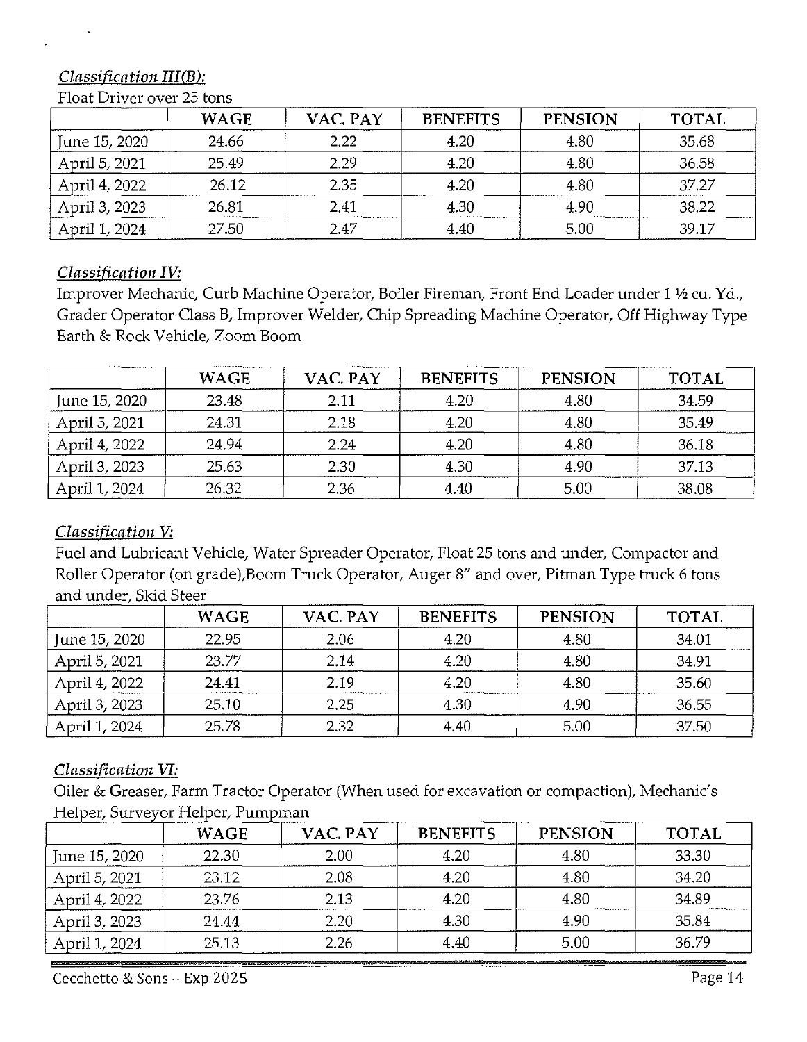*Classification III(B):*

Float Driver over 25 tons

| | WAGE | VAC. PAY | BENEFITS | PENSION | TOTAL |
|---|---|---|---|---|---|
| June 15, 2020 | 24.66 | 2.22 | 4.20 | 4.80 | 35.68 |
| April 5, 2021 | 25.49 | 2.29 | 4.20 | 4.80 | 36.58 |
| April 4, 2022 | 26.12 | 2.35 | 4.20 | 4.80 | 37.27 |
| April 3, 2023 | 26.81 | 2.41 | 4.30 | 4.90 | 38.22 |
| April 1, 2024 | 27.50 | 2.47 | 4.40 | 5.00 | 39.17 |

*Classification IV:*

Improver Mechanic, Curb Machine Operator, Boiler Fireman, Front End Loader under 1 ½ cu. Yd., Grader Operator Class B, Improver Welder, Chip Spreading Machine Operator, Off Highway Type Earth & Rock Vehicle, Zoom Boom

| | WAGE | VAC. PAY | BENEFITS | PENSION | TOTAL |
|---|---|---|---|---|---|
| June 15, 2020 | 23.48 | 2.11 | 4.20 | 4.80 | 34.59 |
| April 5, 2021 | 24.31 | 2.18 | 4.20 | 4.80 | 35.49 |
| April 4, 2022 | 24.94 | 2.24 | 4.20 | 4.80 | 36.18 |
| April 3, 2023 | 25.63 | 2.30 | 4.30 | 4.90 | 37.13 |
| April 1, 2024 | 26.32 | 2.36 | 4.40 | 5.00 | 38.08 |

*Classification V:*

Fuel and Lubricant Vehicle, Water Spreader Operator, Float 25 tons and under, Compactor and Roller Operator (on grade),Boom Truck Operator, Auger 8" and over, Pitman Type truck 6 tons and under, Skid Steer

| | WAGE | VAC. PAY | BENEFITS | PENSION | TOTAL |
|---|---|---|---|---|---|
| June 15, 2020 | 22.95 | 2.06 | 4.20 | 4.80 | 34.01 |
| April 5, 2021 | 23.77 | 2.14 | 4.20 | 4.80 | 34.91 |
| April 4, 2022 | 24.41 | 2.19 | 4.20 | 4.80 | 35.60 |
| April 3, 2023 | 25.10 | 2.25 | 4.30 | 4.90 | 36.55 |
| April 1, 2024 | 25.78 | 2.32 | 4.40 | 5.00 | 37.50 |

*Classification VI:*

Oiler & Greaser, Farm Tractor Operator (When used for excavation or compaction), Mechanic's Helper, Surveyor Helper, Pumpman

| | WAGE | VAC. PAY | BENEFITS | PENSION | TOTAL |
|---|---|---|---|---|---|
| June 15, 2020 | 22.30 | 2.00 | 4.20 | 4.80 | 33.30 |
| April 5, 2021 | 23.12 | 2.08 | 4.20 | 4.80 | 34.20 |
| April 4, 2022 | 23.76 | 2.13 | 4.20 | 4.80 | 34.89 |
| April 3, 2023 | 24.44 | 2.20 | 4.30 | 4.90 | 35.84 |
| April 1, 2024 | 25.13 | 2.26 | 4.40 | 5.00 | 36.79 |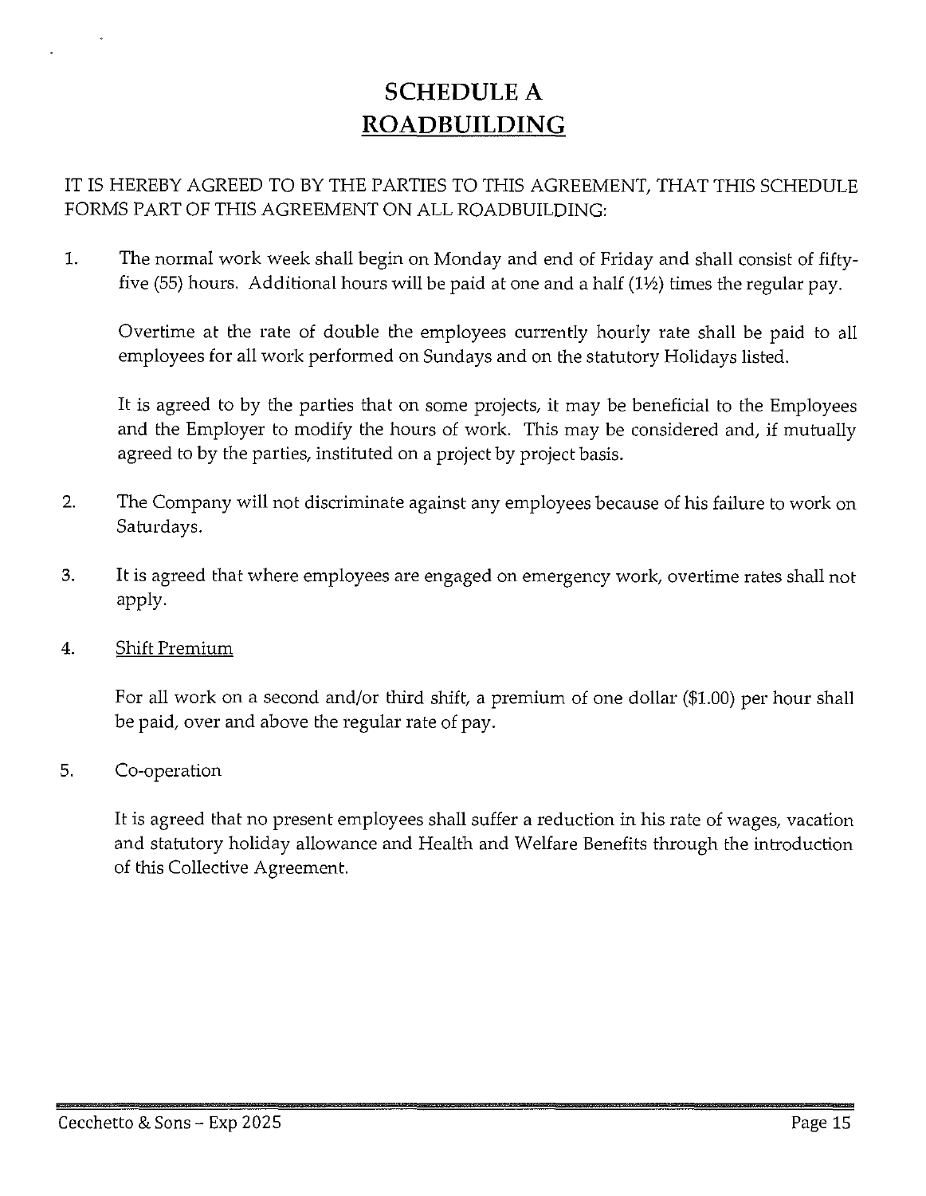# SCHEDULE A
## ROADBUILDING

IT IS HEREBY AGREED TO BY THE PARTIES TO THIS AGREEMENT, THAT THIS SCHEDULE FORMS PART OF THIS AGREEMENT ON ALL ROADBUILDING:

1. The normal work week shall begin on Monday and end of Friday and shall consist of fifty-five (55) hours. Additional hours will be paid at one and a half (1½) times the regular pay.

   Overtime at the rate of double the employees currently hourly rate shall be paid to all employees for all work performed on Sundays and on the statutory Holidays listed.

   It is agreed to by the parties that on some projects, it may be beneficial to the Employees and the Employer to modify the hours of work. This may be considered and, if mutually agreed to by the parties, instituted on a project by project basis.

2. The Company will not discriminate against any employees because of his failure to work on Saturdays.

3. It is agreed that where employees are engaged on emergency work, overtime rates shall not apply.

4. Shift Premium

   For all work on a second and/or third shift, a premium of one dollar ($1.00) per hour shall be paid, over and above the regular rate of pay.

5. Co-operation

   It is agreed that no present employees shall suffer a reduction in his rate of wages, vacation and statutory holiday allowance and Health and Welfare Benefits through the introduction of this Collective Agreement.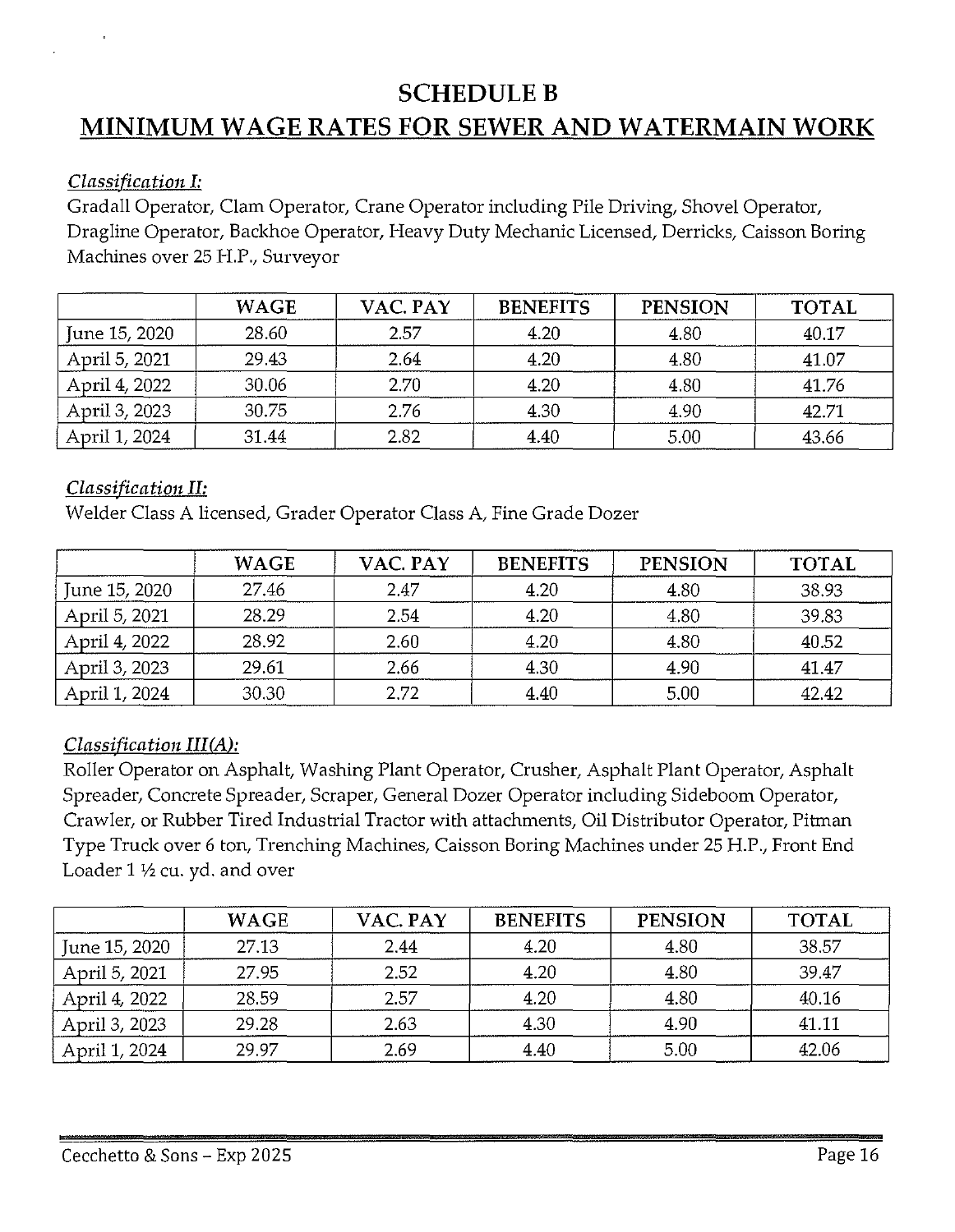# SCHEDULE B

## MINIMUM WAGE RATES FOR SEWER AND WATERMAIN WORK

*Classification I:*

Gradall Operator, Clam Operator, Crane Operator including Pile Driving, Shovel Operator, Dragline Operator, Backhoe Operator, Heavy Duty Mechanic Licensed, Derricks, Caisson Boring Machines over 25 H.P., Surveyor

| | WAGE | VAC. PAY | BENEFITS | PENSION | TOTAL |
|---|---|---|---|---|---|
| June 15, 2020 | 28.60 | 2.57 | 4.20 | 4.80 | 40.17 |
| April 5, 2021 | 29.43 | 2.64 | 4.20 | 4.80 | 41.07 |
| April 4, 2022 | 30.06 | 2.70 | 4.20 | 4.80 | 41.76 |
| April 3, 2023 | 30.75 | 2.76 | 4.30 | 4.90 | 42.71 |
| April 1, 2024 | 31.44 | 2.82 | 4.40 | 5.00 | 43.66 |

*Classification II:*

Welder Class A licensed, Grader Operator Class A, Fine Grade Dozer

| | WAGE | VAC. PAY | BENEFITS | PENSION | TOTAL |
|---|---|---|---|---|---|
| June 15, 2020 | 27.46 | 2.47 | 4.20 | 4.80 | 38.93 |
| April 5, 2021 | 28.29 | 2.54 | 4.20 | 4.80 | 39.83 |
| April 4, 2022 | 28.92 | 2.60 | 4.20 | 4.80 | 40.52 |
| April 3, 2023 | 29.61 | 2.66 | 4.30 | 4.90 | 41.47 |
| April 1, 2024 | 30.30 | 2.72 | 4.40 | 5.00 | 42.42 |

*Classification III(A):*

Roller Operator on Asphalt, Washing Plant Operator, Crusher, Asphalt Plant Operator, Asphalt Spreader, Concrete Spreader, Scraper, General Dozer Operator including Sideboom Operator, Crawler, or Rubber Tired Industrial Tractor with attachments, Oil Distributor Operator, Pitman Type Truck over 6 ton, Trenching Machines, Caisson Boring Machines under 25 H.P., Front End Loader 1 ½ cu. yd. and over

| | WAGE | VAC. PAY | BENEFITS | PENSION | TOTAL |
|---|---|---|---|---|---|
| June 15, 2020 | 27.13 | 2.44 | 4.20 | 4.80 | 38.57 |
| April 5, 2021 | 27.95 | 2.52 | 4.20 | 4.80 | 39.47 |
| April 4, 2022 | 28.59 | 2.57 | 4.20 | 4.80 | 40.16 |
| April 3, 2023 | 29.28 | 2.63 | 4.30 | 4.90 | 41.11 |
| April 1, 2024 | 29.97 | 2.69 | 4.40 | 5.00 | 42.06 |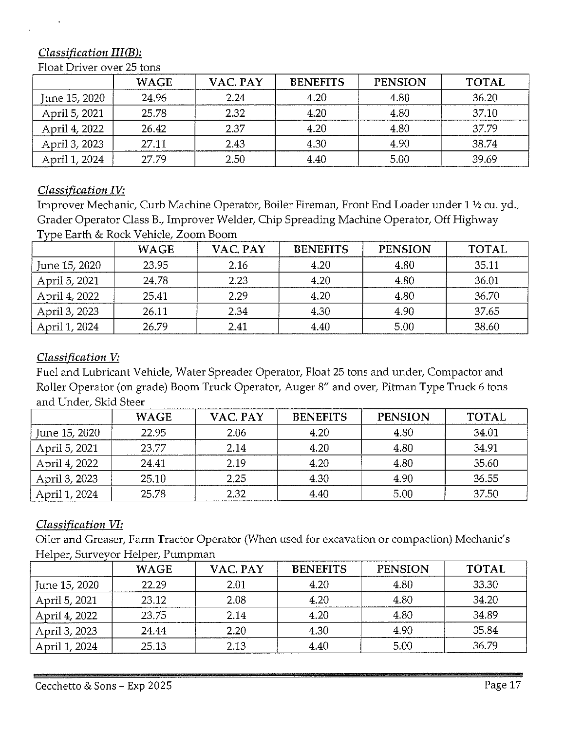*Classification III(B):*

Float Driver over 25 tons

| | WAGE | VAC. PAY | BENEFITS | PENSION | TOTAL |
|---|---|---|---|---|---|
| June 15, 2020 | 24.96 | 2.24 | 4.20 | 4.80 | 36.20 |
| April 5, 2021 | 25.78 | 2.32 | 4.20 | 4.80 | 37.10 |
| April 4, 2022 | 26.42 | 2.37 | 4.20 | 4.80 | 37.79 |
| April 3, 2023 | 27.11 | 2.43 | 4.30 | 4.90 | 38.74 |
| April 1, 2024 | 27.79 | 2.50 | 4.40 | 5.00 | 39.69 |

*Classification IV:*

Improver Mechanic, Curb Machine Operator, Boiler Fireman, Front End Loader under 1 ½ cu. yd., Grader Operator Class B., Improver Welder, Chip Spreading Machine Operator, Off Highway Type Earth & Rock Vehicle, Zoom Boom

| | WAGE | VAC. PAY | BENEFITS | PENSION | TOTAL |
|---|---|---|---|---|---|
| June 15, 2020 | 23.95 | 2.16 | 4.20 | 4.80 | 35.11 |
| April 5, 2021 | 24.78 | 2.23 | 4.20 | 4.80 | 36.01 |
| April 4, 2022 | 25.41 | 2.29 | 4.20 | 4.80 | 36.70 |
| April 3, 2023 | 26.11 | 2.34 | 4.30 | 4.90 | 37.65 |
| April 1, 2024 | 26.79 | 2.41 | 4.40 | 5.00 | 38.60 |

*Classification V:*

Fuel and Lubricant Vehicle, Water Spreader Operator, Float 25 tons and under, Compactor and Roller Operator (on grade) Boom Truck Operator, Auger 8" and over, Pitman Type Truck 6 tons and Under, Skid Steer

| | WAGE | VAC. PAY | BENEFITS | PENSION | TOTAL |
|---|---|---|---|---|---|
| June 15, 2020 | 22.95 | 2.06 | 4.20 | 4.80 | 34.01 |
| April 5, 2021 | 23.77 | 2.14 | 4.20 | 4.80 | 34.91 |
| April 4, 2022 | 24.41 | 2.19 | 4.20 | 4.80 | 35.60 |
| April 3, 2023 | 25.10 | 2.25 | 4.30 | 4.90 | 36.55 |
| April 1, 2024 | 25.78 | 2.32 | 4.40 | 5.00 | 37.50 |

*Classification VI:*

Oiler and Greaser, Farm Tractor Operator (When used for excavation or compaction) Mechanic's Helper, Surveyor Helper, Pumpman

| | WAGE | VAC. PAY | BENEFITS | PENSION | TOTAL |
|---|---|---|---|---|---|
| June 15, 2020 | 22.29 | 2.01 | 4.20 | 4.80 | 33.30 |
| April 5, 2021 | 23.12 | 2.08 | 4.20 | 4.80 | 34.20 |
| April 4, 2022 | 23.75 | 2.14 | 4.20 | 4.80 | 34.89 |
| April 3, 2023 | 24.44 | 2.20 | 4.30 | 4.90 | 35.84 |
| April 1, 2024 | 25.13 | 2.13 | 4.40 | 5.00 | 36.79 |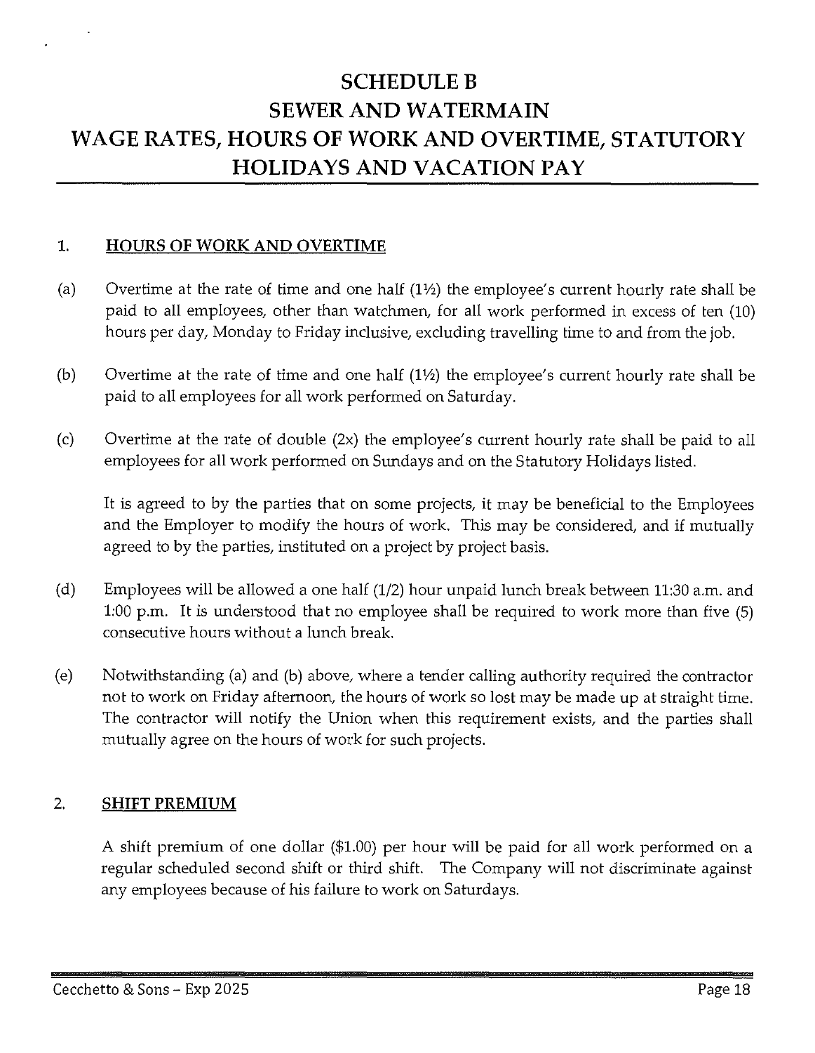# SCHEDULE B
# SEWER AND WATERMAIN
# WAGE RATES, HOURS OF WORK AND OVERTIME, STATUTORY HOLIDAYS AND VACATION PAY

## 1. HOURS OF WORK AND OVERTIME

(a) Overtime at the rate of time and one half (1½) the employee's current hourly rate shall be paid to all employees, other than watchmen, for all work performed in excess of ten (10) hours per day, Monday to Friday inclusive, excluding travelling time to and from the job.

(b) Overtime at the rate of time and one half (1½) the employee's current hourly rate shall be paid to all employees for all work performed on Saturday.

(c) Overtime at the rate of double (2x) the employee's current hourly rate shall be paid to all employees for all work performed on Sundays and on the Statutory Holidays listed.

It is agreed to by the parties that on some projects, it may be beneficial to the Employees and the Employer to modify the hours of work. This may be considered, and if mutually agreed to by the parties, instituted on a project by project basis.

(d) Employees will be allowed a one half (1/2) hour unpaid lunch break between 11:30 a.m. and 1:00 p.m. It is understood that no employee shall be required to work more than five (5) consecutive hours without a lunch break.

(e) Notwithstanding (a) and (b) above, where a tender calling authority required the contractor not to work on Friday afternoon, the hours of work so lost may be made up at straight time. The contractor will notify the Union when this requirement exists, and the parties shall mutually agree on the hours of work for such projects.

## 2. SHIFT PREMIUM

A shift premium of one dollar ($1.00) per hour will be paid for all work performed on a regular scheduled second shift or third shift. The Company will not discriminate against any employees because of his failure to work on Saturdays.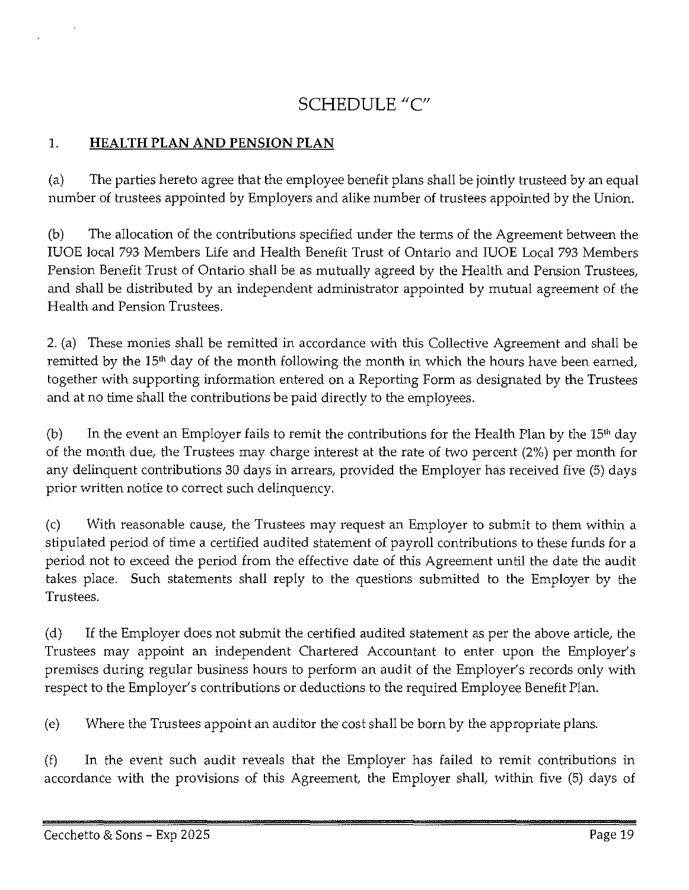# SCHEDULE "C"

1. **HEALTH PLAN AND PENSION PLAN**

(a) The parties hereto agree that the employee benefit plans shall be jointly trusteed by an equal number of trustees appointed by Employers and alike number of trustees appointed by the Union.

(b) The allocation of the contributions specified under the terms of the Agreement between the IUOE local 793 Members Life and Health Benefit Trust of Ontario and IUOE Local 793 Members Pension Benefit Trust of Ontario shall be as mutually agreed by the Health and Pension Trustees, and shall be distributed by an independent administrator appointed by mutual agreement of the Health and Pension Trustees.

2. (a) These monies shall be remitted in accordance with this Collective Agreement and shall be remitted by the 15th day of the month following the month in which the hours have been earned, together with supporting information entered on a Reporting Form as designated by the Trustees and at no time shall the contributions be paid directly to the employees.

(b) In the event an Employer fails to remit the contributions for the Health Plan by the 15th day of the month due, the Trustees may charge interest at the rate of two percent (2%) per month for any delinquent contributions 30 days in arrears, provided the Employer has received five (5) days prior written notice to correct such delinquency.

(c) With reasonable cause, the Trustees may request an Employer to submit to them within a stipulated period of time a certified audited statement of payroll contributions to these funds for a period not to exceed the period from the effective date of this Agreement until the date the audit takes place. Such statements shall reply to the questions submitted to the Employer by the Trustees.

(d) If the Employer does not submit the certified audited statement as per the above article, the Trustees may appoint an independent Chartered Accountant to enter upon the Employer's premises during regular business hours to perform an audit of the Employer's records only with respect to the Employer's contributions or deductions to the required Employee Benefit Plan.

(e) Where the Trustees appoint an auditor the cost shall be born by the appropriate plans.

(f) In the event such audit reveals that the Employer has failed to remit contributions in accordance with the provisions of this Agreement, the Employer shall, within five (5) days of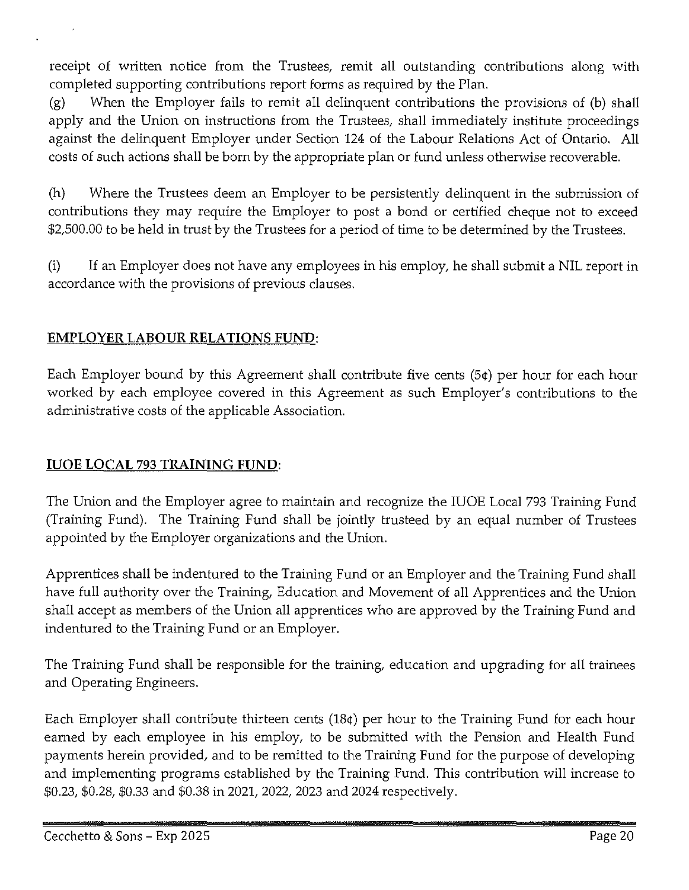receipt of written notice from the Trustees, remit all outstanding contributions along with completed supporting contributions report forms as required by the Plan.

(g) When the Employer fails to remit all delinquent contributions the provisions of (b) shall apply and the Union on instructions from the Trustees, shall immediately institute proceedings against the delinquent Employer under Section 124 of the Labour Relations Act of Ontario. All costs of such actions shall be born by the appropriate plan or fund unless otherwise recoverable.

(h) Where the Trustees deem an Employer to be persistently delinquent in the submission of contributions they may require the Employer to post a bond or certified cheque not to exceed $2,500.00 to be held in trust by the Trustees for a period of time to be determined by the Trustees.

(i) If an Employer does not have any employees in his employ, he shall submit a NIL report in accordance with the provisions of previous clauses.

## EMPLOYER LABOUR RELATIONS FUND:

Each Employer bound by this Agreement shall contribute five cents (5¢) per hour for each hour worked by each employee covered in this Agreement as such Employer's contributions to the administrative costs of the applicable Association.

## IUOE LOCAL 793 TRAINING FUND:

The Union and the Employer agree to maintain and recognize the IUOE Local 793 Training Fund (Training Fund). The Training Fund shall be jointly trusteed by an equal number of Trustees appointed by the Employer organizations and the Union.

Apprentices shall be indentured to the Training Fund or an Employer and the Training Fund shall have full authority over the Training, Education and Movement of all Apprentices and the Union shall accept as members of the Union all apprentices who are approved by the Training Fund and indentured to the Training Fund or an Employer.

The Training Fund shall be responsible for the training, education and upgrading for all trainees and Operating Engineers.

Each Employer shall contribute thirteen cents (18¢) per hour to the Training Fund for each hour earned by each employee in his employ, to be submitted with the Pension and Health Fund payments herein provided, and to be remitted to the Training Fund for the purpose of developing and implementing programs established by the Training Fund. This contribution will increase to $0.23, $0.28, $0.33 and $0.38 in 2021, 2022, 2023 and 2024 respectively.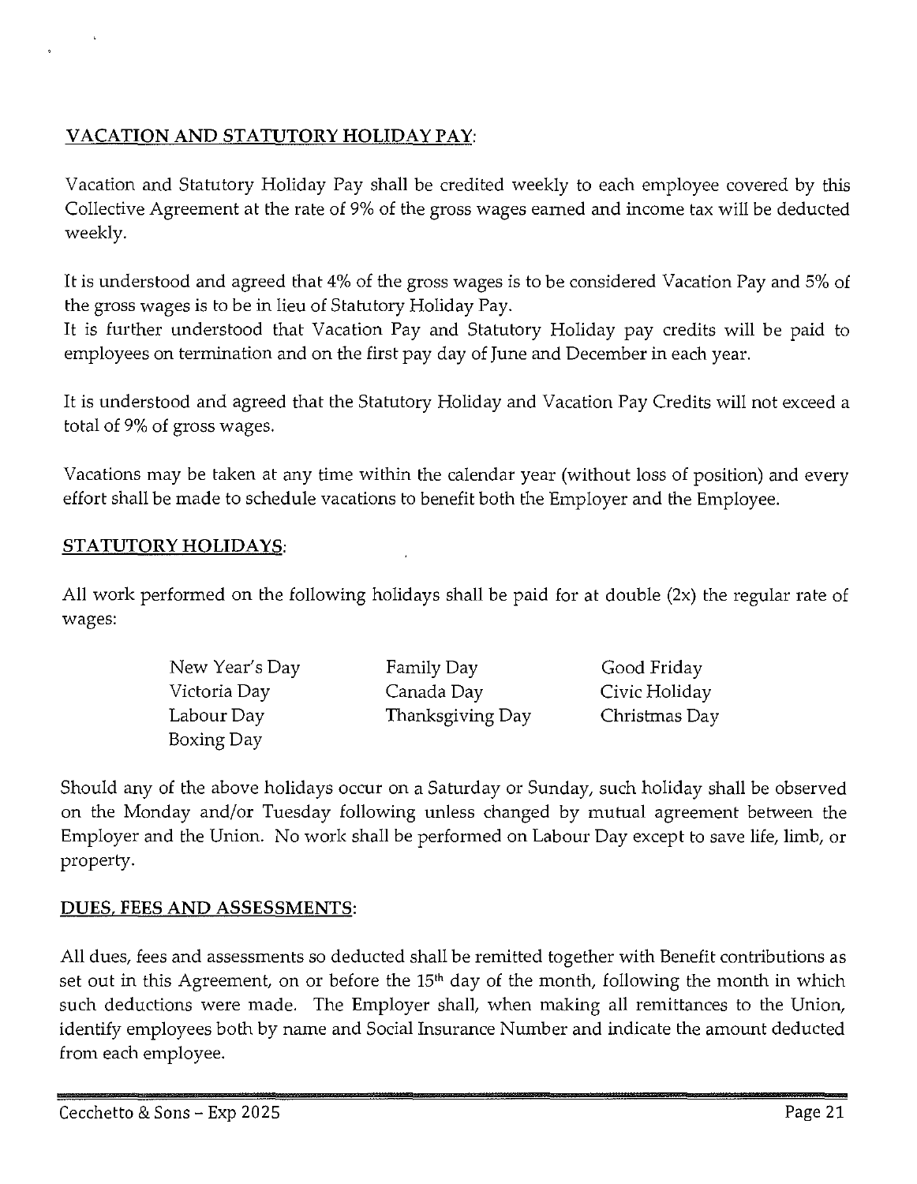## VACATION AND STATUTORY HOLIDAY PAY:

Vacation and Statutory Holiday Pay shall be credited weekly to each employee covered by this Collective Agreement at the rate of 9% of the gross wages earned and income tax will be deducted weekly.

It is understood and agreed that 4% of the gross wages is to be considered Vacation Pay and 5% of the gross wages is to be in lieu of Statutory Holiday Pay.
It is further understood that Vacation Pay and Statutory Holiday pay credits will be paid to employees on termination and on the first pay day of June and December in each year.

It is understood and agreed that the Statutory Holiday and Vacation Pay Credits will not exceed a total of 9% of gross wages.

Vacations may be taken at any time within the calendar year (without loss of position) and every effort shall be made to schedule vacations to benefit both the Employer and the Employee.

## STATUTORY HOLIDAYS:

All work performed on the following holidays shall be paid for at double (2x) the regular rate of wages:

| | | |
|---|---|---|
| New Year's Day | Family Day | Good Friday |
| Victoria Day | Canada Day | Civic Holiday |
| Labour Day | Thanksgiving Day | Christmas Day |
| Boxing Day | | |

Should any of the above holidays occur on a Saturday or Sunday, such holiday shall be observed on the Monday and/or Tuesday following unless changed by mutual agreement between the Employer and the Union. No work shall be performed on Labour Day except to save life, limb, or property.

## DUES, FEES AND ASSESSMENTS:

All dues, fees and assessments so deducted shall be remitted together with Benefit contributions as set out in this Agreement, on or before the 15th day of the month, following the month in which such deductions were made. The Employer shall, when making all remittances to the Union, identify employees both by name and Social Insurance Number and indicate the amount deducted from each employee.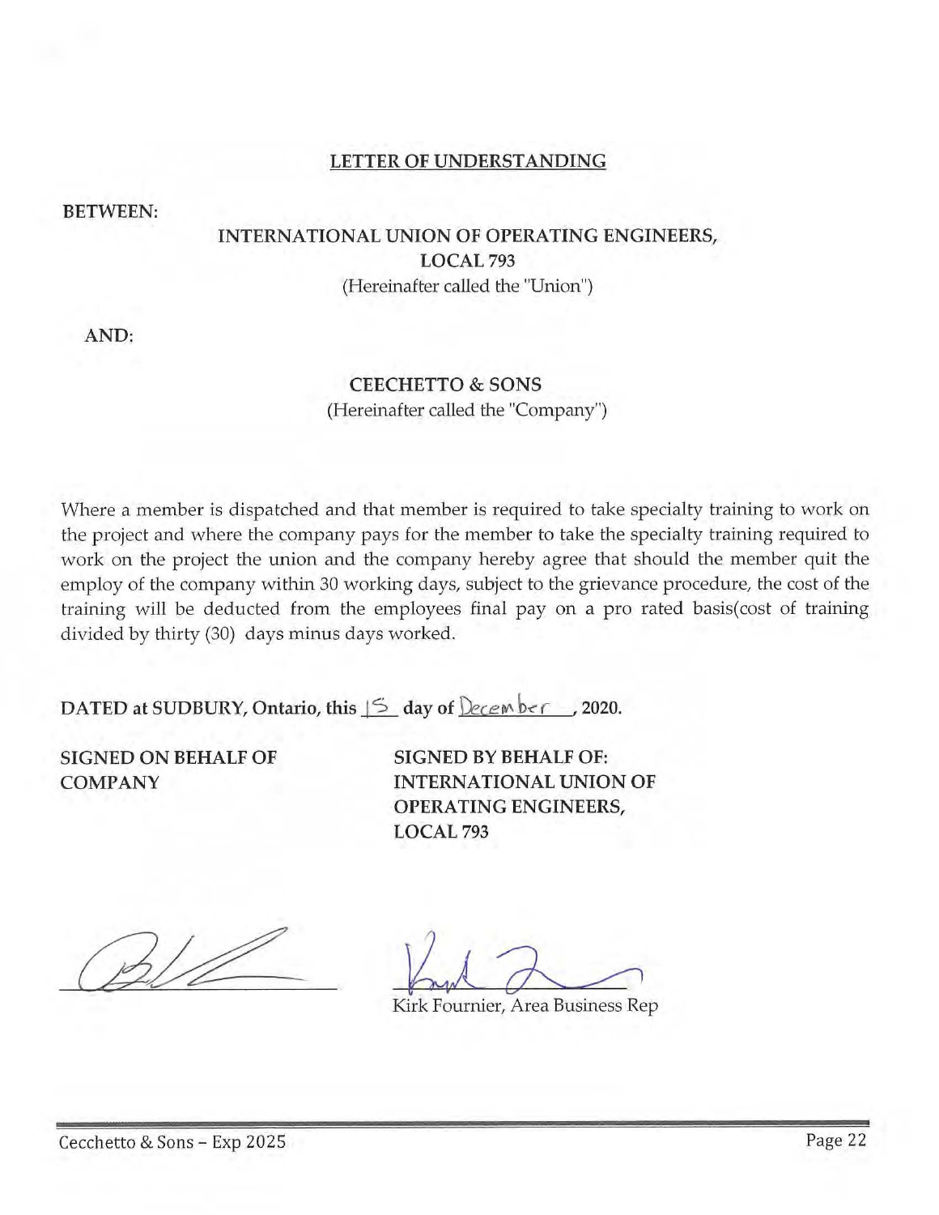## LETTER OF UNDERSTANDING

**BETWEEN:**

**INTERNATIONAL UNION OF OPERATING ENGINEERS, LOCAL 793**
(Hereinafter called the "Union")

**AND:**

**CEECHETTO & SONS**
(Hereinafter called the "Company")

Where a member is dispatched and that member is required to take specialty training to work on the project and where the company pays for the member to take the specialty training required to work on the project the union and the company hereby agree that should the member quit the employ of the company within 30 working days, subject to the grievance procedure, the cost of the training will be deducted from the employees final pay on a pro rated basis(cost of training divided by thirty (30) days minus days worked.

**DATED at SUDBURY, Ontario, this 15 day of December, 2020.**

| | |
|---|---|
| **SIGNED ON BEHALF OF COMPANY** | **SIGNED BY BEHALF OF: INTERNATIONAL UNION OF OPERATING ENGINEERS, LOCAL 793** |
| | Kirk Fournier, Area Business Rep |